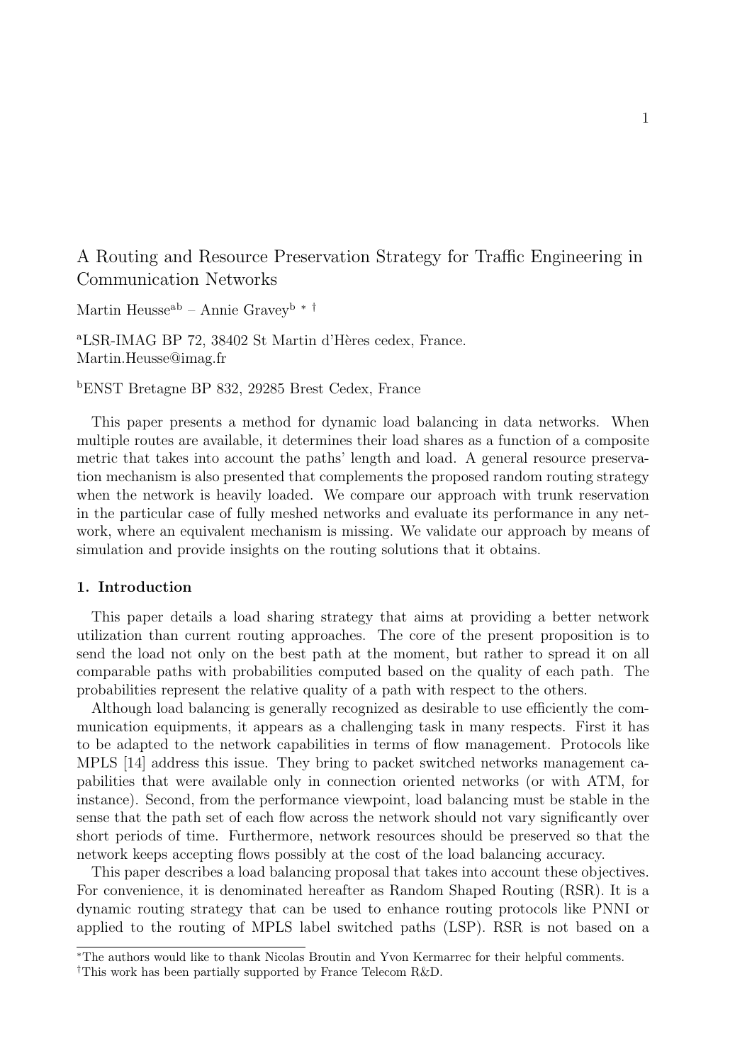# A Routing and Resource Preservation Strategy for Traffic Engineering in Communication Networks

Martin Heusse[ab] – Annie Gravey[b] * †

[a]LSR-IMAG BP 72, 38402 St Martin d'Hères cedex, France.
Martin.Heusse@imag.fr

[b]ENST Bretagne BP 832, 29285 Brest Cedex, France

This paper presents a method for dynamic load balancing in data networks. When multiple routes are available, it determines their load shares as a function of a composite metric that takes into account the paths' length and load. A general resource preservation mechanism is also presented that complements the proposed random routing strategy when the network is heavily loaded. We compare our approach with trunk reservation in the particular case of fully meshed networks and evaluate its performance in any network, where an equivalent mechanism is missing. We validate our approach by means of simulation and provide insights on the routing solutions that it obtains.

## 1. Introduction

This paper details a load sharing strategy that aims at providing a better network utilization than current routing approaches. The core of the present proposition is to send the load not only on the best path at the moment, but rather to spread it on all comparable paths with probabilities computed based on the quality of each path. The probabilities represent the relative quality of a path with respect to the others.

Although load balancing is generally recognized as desirable to use efficiently the communication equipments, it appears as a challenging task in many respects. First it has to be adapted to the network capabilities in terms of flow management. Protocols like MPLS [14] address this issue. They bring to packet switched networks management capabilities that were available only in connection oriented networks (or with ATM, for instance). Second, from the performance viewpoint, load balancing must be stable in the sense that the path set of each flow across the network should not vary significantly over short periods of time. Furthermore, network resources should be preserved so that the network keeps accepting flows possibly at the cost of the load balancing accuracy.

This paper describes a load balancing proposal that takes into account these objectives. For convenience, it is denominated hereafter as Random Shaped Routing (RSR). It is a dynamic routing strategy that can be used to enhance routing protocols like PNNI or applied to the routing of MPLS label switched paths (LSP). RSR is not based on a

*The authors would like to thank Nicolas Broutin and Yvon Kermarrec for their helpful comments.

†This work has been partially supported by France Telecom R&D.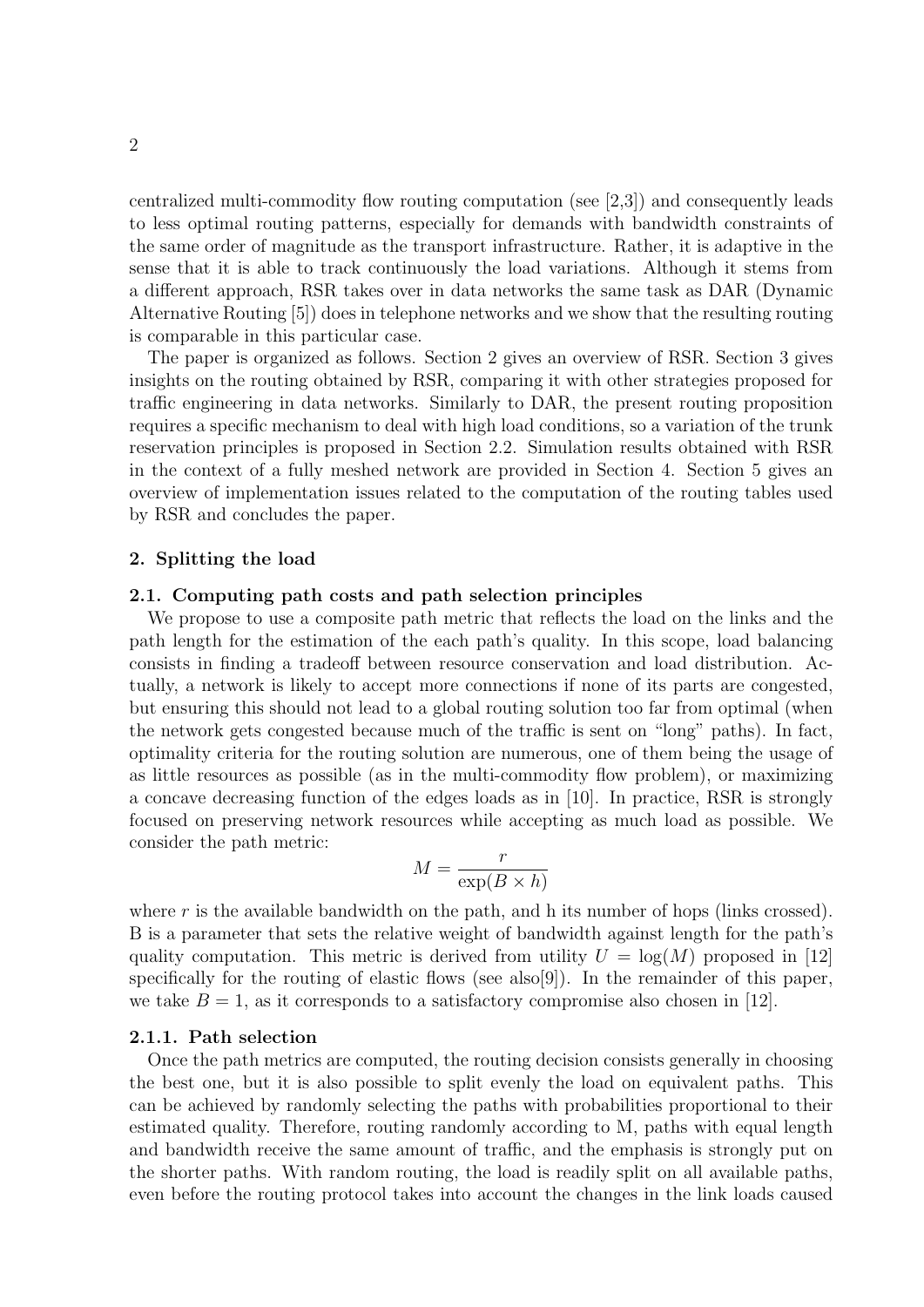centralized multi-commodity flow routing computation (see [2,3]) and consequently leads to less optimal routing patterns, especially for demands with bandwidth constraints of the same order of magnitude as the transport infrastructure. Rather, it is adaptive in the sense that it is able to track continuously the load variations. Although it stems from a different approach, RSR takes over in data networks the same task as DAR (Dynamic Alternative Routing [5]) does in telephone networks and we show that the resulting routing is comparable in this particular case.

The paper is organized as follows. Section 2 gives an overview of RSR. Section 3 gives insights on the routing obtained by RSR, comparing it with other strategies proposed for traffic engineering in data networks. Similarly to DAR, the present routing proposition requires a specific mechanism to deal with high load conditions, so a variation of the trunk reservation principles is proposed in Section 2.2. Simulation results obtained with RSR in the context of a fully meshed network are provided in Section 4. Section 5 gives an overview of implementation issues related to the computation of the routing tables used by RSR and concludes the paper.

## 2. Splitting the load

### 2.1. Computing path costs and path selection principles

We propose to use a composite path metric that reflects the load on the links and the path length for the estimation of the each path's quality. In this scope, load balancing consists in finding a tradeoff between resource conservation and load distribution. Actually, a network is likely to accept more connections if none of its parts are congested, but ensuring this should not lead to a global routing solution too far from optimal (when the network gets congested because much of the traffic is sent on "long" paths). In fact, optimality criteria for the routing solution are numerous, one of them being the usage of as little resources as possible (as in the multi-commodity flow problem), or maximizing a concave decreasing function of the edges loads as in [10]. In practice, RSR is strongly focused on preserving network resources while accepting as much load as possible. We consider the path metric:

$$M = \frac{r}{\exp(B \times h)}$$

where $r$ is the available bandwidth on the path, and h its number of hops (links crossed). B is a parameter that sets the relative weight of bandwidth against length for the path's quality computation. This metric is derived from utility $U = \log(M)$ proposed in [12] specifically for the routing of elastic flows (see also[9]). In the remainder of this paper, we take $B = 1$, as it corresponds to a satisfactory compromise also chosen in [12].

#### 2.1.1. Path selection

Once the path metrics are computed, the routing decision consists generally in choosing the best one, but it is also possible to split evenly the load on equivalent paths. This can be achieved by randomly selecting the paths with probabilities proportional to their estimated quality. Therefore, routing randomly according to M, paths with equal length and bandwidth receive the same amount of traffic, and the emphasis is strongly put on the shorter paths. With random routing, the load is readily split on all available paths, even before the routing protocol takes into account the changes in the link loads caused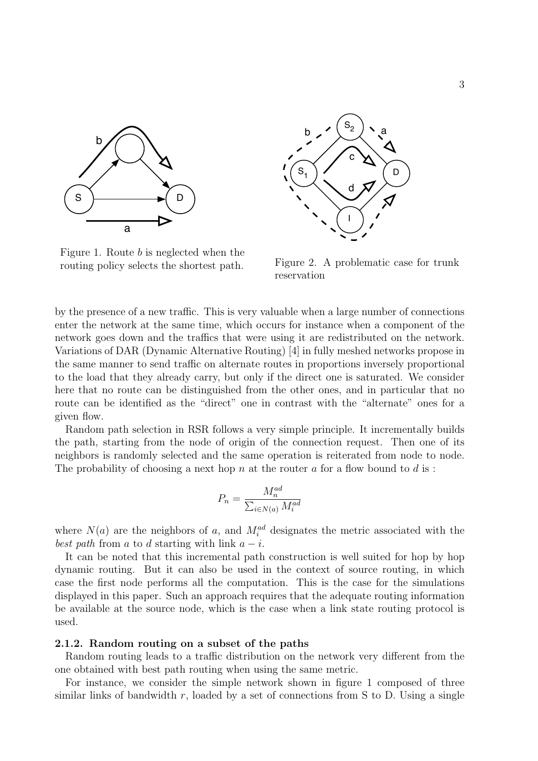Figure 1. Route $b$ is neglected when the routing policy selects the shortest path.

Figure 2. A problematic case for trunk reservation

by the presence of a new traffic. This is very valuable when a large number of connections enter the network at the same time, which occurs for instance when a component of the network goes down and the traffics that were using it are redistributed on the network. Variations of DAR (Dynamic Alternative Routing) [4] in fully meshed networks propose in the same manner to send traffic on alternate routes in proportions inversely proportional to the load that they already carry, but only if the direct one is saturated. We consider here that no route can be distinguished from the other ones, and in particular that no route can be identified as the "direct" one in contrast with the "alternate" ones for a given flow.

Random path selection in RSR follows a very simple principle. It incrementally builds the path, starting from the node of origin of the connection request. Then one of its neighbors is randomly selected and the same operation is reiterated from node to node. The probability of choosing a next hop $n$ at the router $a$ for a flow bound to $d$ is :

$$P_n = \frac{M_n^{ad}}{\sum_{i \in N(a)} M_i^{ad}}$$

where $N(a)$ are the neighbors of $a$, and $M_i^{ad}$ designates the metric associated with the *best path* from $a$ to $d$ starting with link $a - i$.

It can be noted that this incremental path construction is well suited for hop by hop dynamic routing. But it can also be used in the context of source routing, in which case the first node performs all the computation. This is the case for the simulations displayed in this paper. Such an approach requires that the adequate routing information be available at the source node, which is the case when a link state routing protocol is used.

### 2.1.2. Random routing on a subset of the paths

Random routing leads to a traffic distribution on the network very different from the one obtained with best path routing when using the same metric.

For instance, we consider the simple network shown in figure 1 composed of three similar links of bandwidth $r$, loaded by a set of connections from S to D. Using a single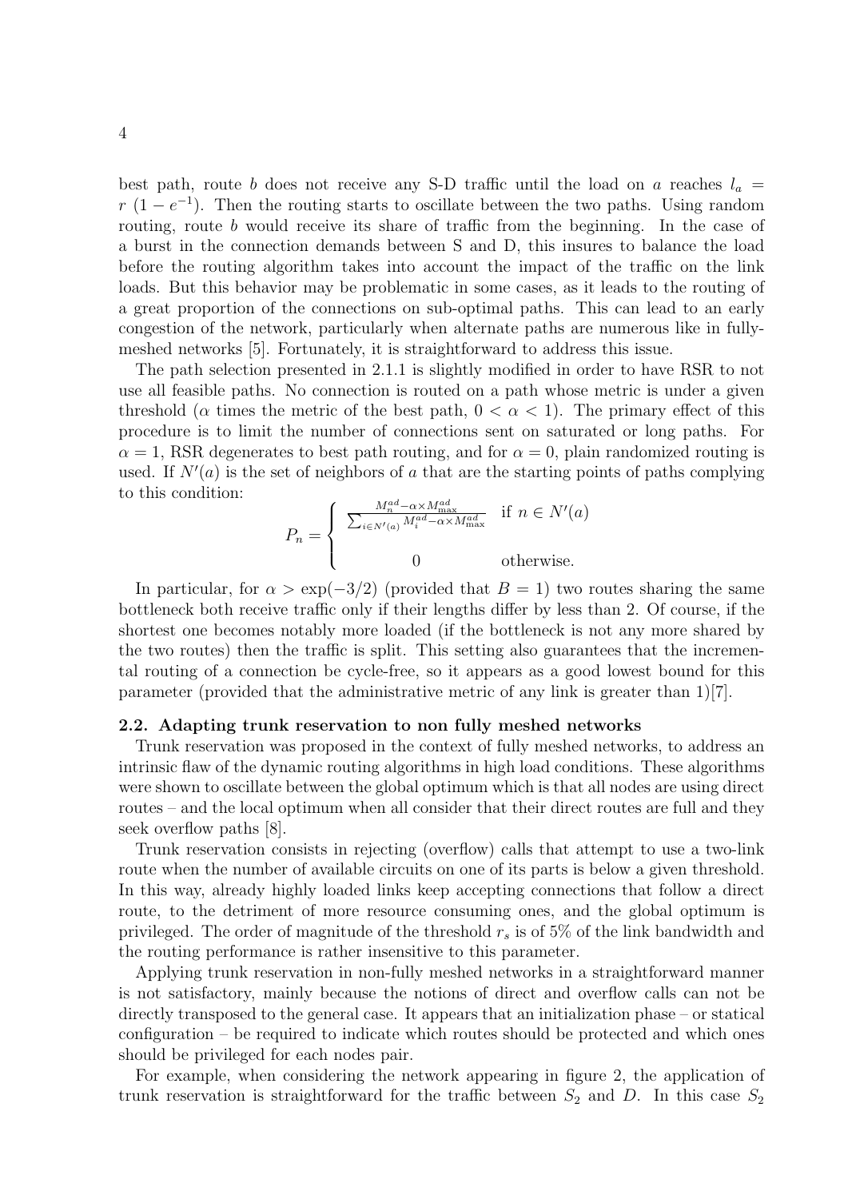best path, route $b$ does not receive any S-D traffic until the load on $a$ reaches $l_a = r\ (1 - e^{-1})$. Then the routing starts to oscillate between the two paths. Using random routing, route $b$ would receive its share of traffic from the beginning. In the case of a burst in the connection demands between S and D, this insures to balance the load before the routing algorithm takes into account the impact of the traffic on the link loads. But this behavior may be problematic in some cases, as it leads to the routing of a great proportion of the connections on sub-optimal paths. This can lead to an early congestion of the network, particularly when alternate paths are numerous like in fully-meshed networks [5]. Fortunately, it is straightforward to address this issue.

The path selection presented in 2.1.1 is slightly modified in order to have RSR to not use all feasible paths. No connection is routed on a path whose metric is under a given threshold ($\alpha$ times the metric of the best path, $0 < \alpha < 1$). The primary effect of this procedure is to limit the number of connections sent on saturated or long paths. For $\alpha = 1$, RSR degenerates to best path routing, and for $\alpha = 0$, plain randomized routing is used. If $N'(a)$ is the set of neighbors of $a$ that are the starting points of paths complying to this condition:

$$P_n = \begin{cases} \frac{M_n^{ad} - \alpha \times M_{\max}^{ad}}{\sum_{i \in N'(a)} M_i^{ad} - \alpha \times M_{\max}^{ad}} & \text{if } n \in N'(a) \\ 0 & \text{otherwise.} \end{cases}$$

In particular, for $\alpha > \exp(-3/2)$ (provided that $B = 1$) two routes sharing the same bottleneck both receive traffic only if their lengths differ by less than 2. Of course, if the shortest one becomes notably more loaded (if the bottleneck is not any more shared by the two routes) then the traffic is split. This setting also guarantees that the incremental routing of a connection be cycle-free, so it appears as a good lowest bound for this parameter (provided that the administrative metric of any link is greater than 1)[7].

### 2.2. Adapting trunk reservation to non fully meshed networks

Trunk reservation was proposed in the context of fully meshed networks, to address an intrinsic flaw of the dynamic routing algorithms in high load conditions. These algorithms were shown to oscillate between the global optimum which is that all nodes are using direct routes – and the local optimum when all consider that their direct routes are full and they seek overflow paths [8].

Trunk reservation consists in rejecting (overflow) calls that attempt to use a two-link route when the number of available circuits on one of its parts is below a given threshold. In this way, already highly loaded links keep accepting connections that follow a direct route, to the detriment of more resource consuming ones, and the global optimum is privileged. The order of magnitude of the threshold $r_s$ is of 5% of the link bandwidth and the routing performance is rather insensitive to this parameter.

Applying trunk reservation in non-fully meshed networks in a straightforward manner is not satisfactory, mainly because the notions of direct and overflow calls can not be directly transposed to the general case. It appears that an initialization phase – or statical configuration – be required to indicate which routes should be protected and which ones should be privileged for each nodes pair.

For example, when considering the network appearing in figure 2, the application of trunk reservation is straightforward for the traffic between $S_2$ and $D$. In this case $S_2$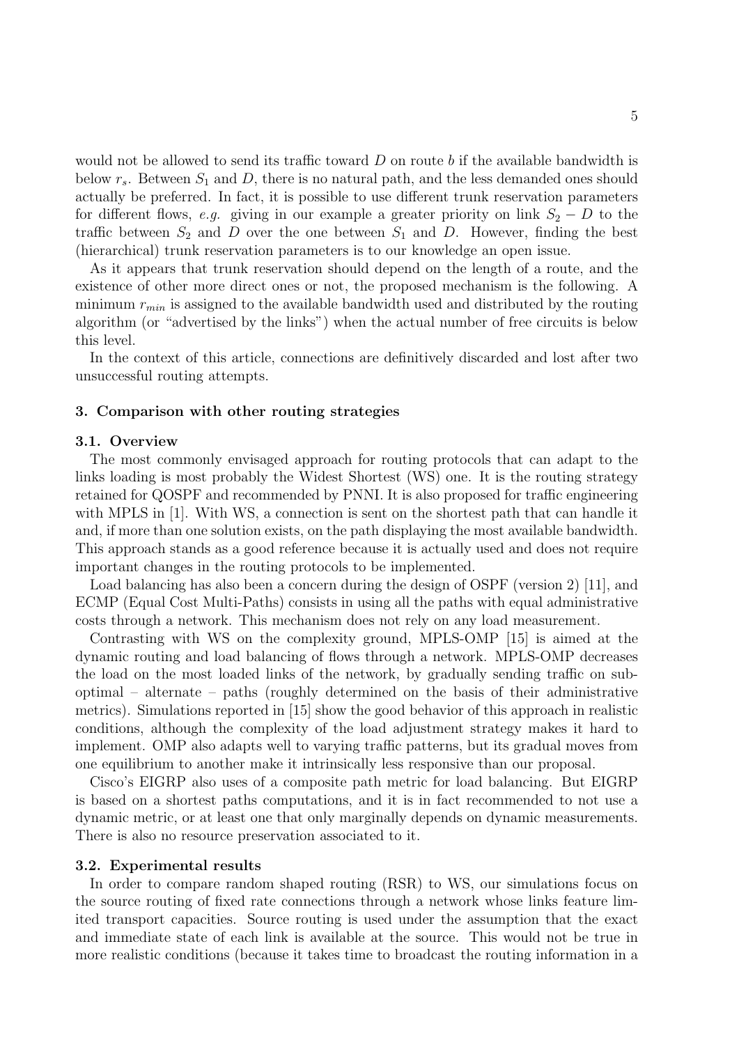would not be allowed to send its traffic toward $D$ on route $b$ if the available bandwidth is below $r_s$. Between $S_1$ and $D$, there is no natural path, and the less demanded ones should actually be preferred. In fact, it is possible to use different trunk reservation parameters for different flows, *e.g.* giving in our example a greater priority on link $S_2 - D$ to the traffic between $S_2$ and $D$ over the one between $S_1$ and $D$. However, finding the best (hierarchical) trunk reservation parameters is to our knowledge an open issue.

As it appears that trunk reservation should depend on the length of a route, and the existence of other more direct ones or not, the proposed mechanism is the following. A minimum $r_{min}$ is assigned to the available bandwidth used and distributed by the routing algorithm (or "advertised by the links") when the actual number of free circuits is below this level.

In the context of this article, connections are definitively discarded and lost after two unsuccessful routing attempts.

## 3. Comparison with other routing strategies

### 3.1. Overview

The most commonly envisaged approach for routing protocols that can adapt to the links loading is most probably the Widest Shortest (WS) one. It is the routing strategy retained for QOSPF and recommended by PNNI. It is also proposed for traffic engineering with MPLS in [1]. With WS, a connection is sent on the shortest path that can handle it and, if more than one solution exists, on the path displaying the most available bandwidth. This approach stands as a good reference because it is actually used and does not require important changes in the routing protocols to be implemented.

Load balancing has also been a concern during the design of OSPF (version 2) [11], and ECMP (Equal Cost Multi-Paths) consists in using all the paths with equal administrative costs through a network. This mechanism does not rely on any load measurement.

Contrasting with WS on the complexity ground, MPLS-OMP [15] is aimed at the dynamic routing and load balancing of flows through a network. MPLS-OMP decreases the load on the most loaded links of the network, by gradually sending traffic on sub-optimal – alternate – paths (roughly determined on the basis of their administrative metrics). Simulations reported in [15] show the good behavior of this approach in realistic conditions, although the complexity of the load adjustment strategy makes it hard to implement. OMP also adapts well to varying traffic patterns, but its gradual moves from one equilibrium to another make it intrinsically less responsive than our proposal.

Cisco's EIGRP also uses of a composite path metric for load balancing. But EIGRP is based on a shortest paths computations, and it is in fact recommended to not use a dynamic metric, or at least one that only marginally depends on dynamic measurements. There is also no resource preservation associated to it.

### 3.2. Experimental results

In order to compare random shaped routing (RSR) to WS, our simulations focus on the source routing of fixed rate connections through a network whose links feature limited transport capacities. Source routing is used under the assumption that the exact and immediate state of each link is available at the source. This would not be true in more realistic conditions (because it takes time to broadcast the routing information in a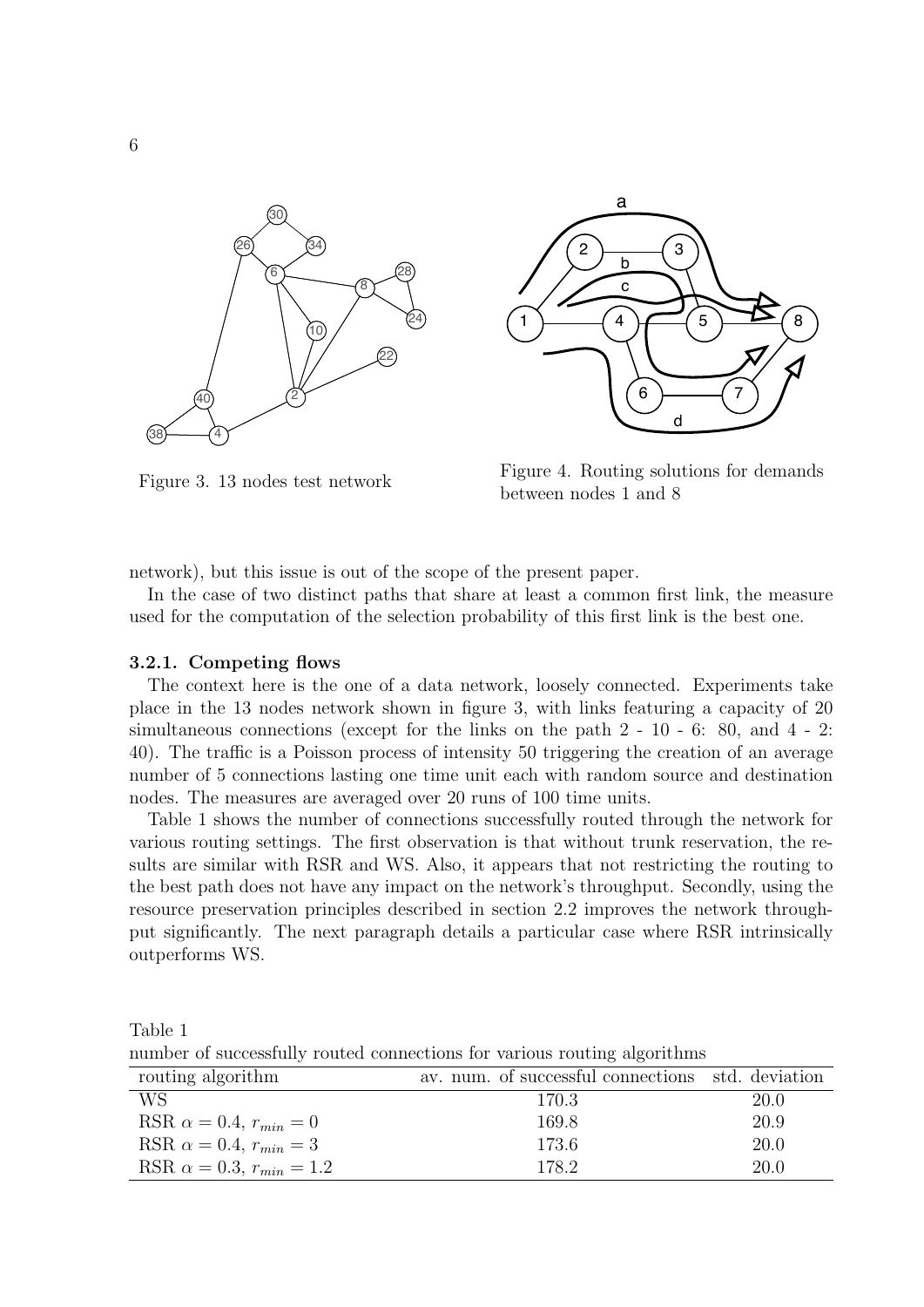Figure 3. 13 nodes test network

Figure 4. Routing solutions for demands between nodes 1 and 8

network), but this issue is out of the scope of the present paper.

In the case of two distinct paths that share at least a common first link, the measure used for the computation of the selection probability of this first link is the best one.

### 3.2.1. Competing flows

The context here is the one of a data network, loosely connected. Experiments take place in the 13 nodes network shown in figure 3, with links featuring a capacity of 20 simultaneous connections (except for the links on the path 2 - 10 - 6: 80, and 4 - 2: 40). The traffic is a Poisson process of intensity 50 triggering the creation of an average number of 5 connections lasting one time unit each with random source and destination nodes. The measures are averaged over 20 runs of 100 time units.

Table 1 shows the number of connections successfully routed through the network for various routing settings. The first observation is that without trunk reservation, the results are similar with RSR and WS. Also, it appears that not restricting the routing to the best path does not have any impact on the network's throughput. Secondly, using the resource preservation principles described in section 2.2 improves the network throughput significantly. The next paragraph details a particular case where RSR intrinsically outperforms WS.

Table 1
number of successfully routed connections for various routing algorithms

| routing algorithm | av. num. of successful connections | std. deviation |
|---|---|---|
| WS | 170.3 | 20.0 |
| RSR $\alpha = 0.4$, $r_{min} = 0$ | 169.8 | 20.9 |
| RSR $\alpha = 0.4$, $r_{min} = 3$ | 173.6 | 20.0 |
| RSR $\alpha = 0.3$, $r_{min} = 1.2$ | 178.2 | 20.0 |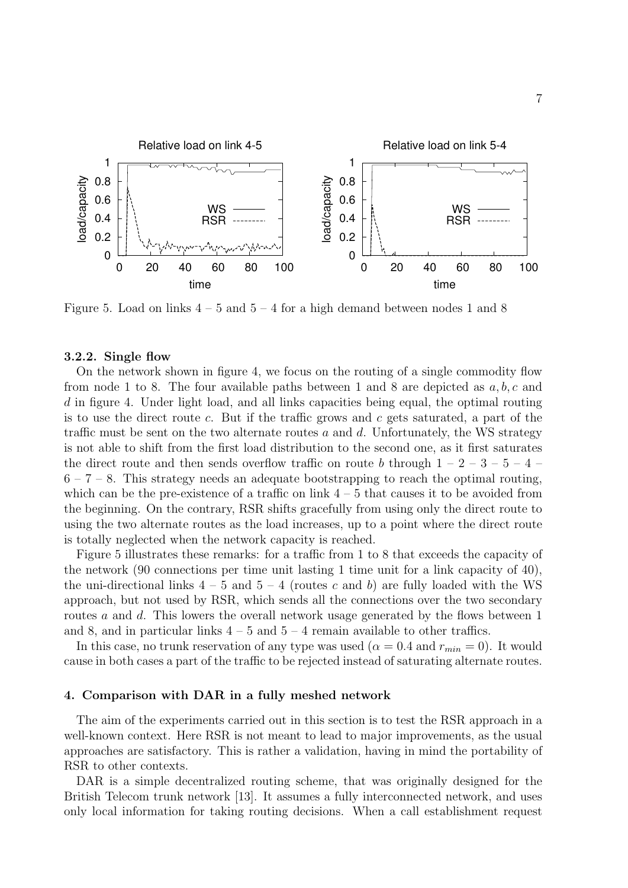Figure 5. Load on links 4 – 5 and 5 – 4 for a high demand between nodes 1 and 8

### 3.2.2. Single flow

On the network shown in figure 4, we focus on the routing of a single commodity flow from node 1 to 8. The four available paths between 1 and 8 are depicted as $a, b, c$ and $d$ in figure 4. Under light load, and all links capacities being equal, the optimal routing is to use the direct route $c$. But if the traffic grows and $c$ gets saturated, a part of the traffic must be sent on the two alternate routes $a$ and $d$. Unfortunately, the WS strategy is not able to shift from the first load distribution to the second one, as it first saturates the direct route and then sends overflow traffic on route $b$ through 1 – 2 – 3 – 5 – 4 – 6 – 7 – 8. This strategy needs an adequate bootstrapping to reach the optimal routing, which can be the pre-existence of a traffic on link 4 – 5 that causes it to be avoided from the beginning. On the contrary, RSR shifts gracefully from using only the direct route to using the two alternate routes as the load increases, up to a point where the direct route is totally neglected when the network capacity is reached.

Figure 5 illustrates these remarks: for a traffic from 1 to 8 that exceeds the capacity of the network (90 connections per time unit lasting 1 time unit for a link capacity of 40), the uni-directional links 4 – 5 and 5 – 4 (routes $c$ and $b$) are fully loaded with the WS approach, but not used by RSR, which sends all the connections over the two secondary routes $a$ and $d$. This lowers the overall network usage generated by the flows between 1 and 8, and in particular links 4 – 5 and 5 – 4 remain available to other traffics.

In this case, no trunk reservation of any type was used ($\alpha = 0.4$ and $r_{min} = 0$). It would cause in both cases a part of the traffic to be rejected instead of saturating alternate routes.

## 4. Comparison with DAR in a fully meshed network

The aim of the experiments carried out in this section is to test the RSR approach in a well-known context. Here RSR is not meant to lead to major improvements, as the usual approaches are satisfactory. This is rather a validation, having in mind the portability of RSR to other contexts.

DAR is a simple decentralized routing scheme, that was originally designed for the British Telecom trunk network [13]. It assumes a fully interconnected network, and uses only local information for taking routing decisions. When a call establishment request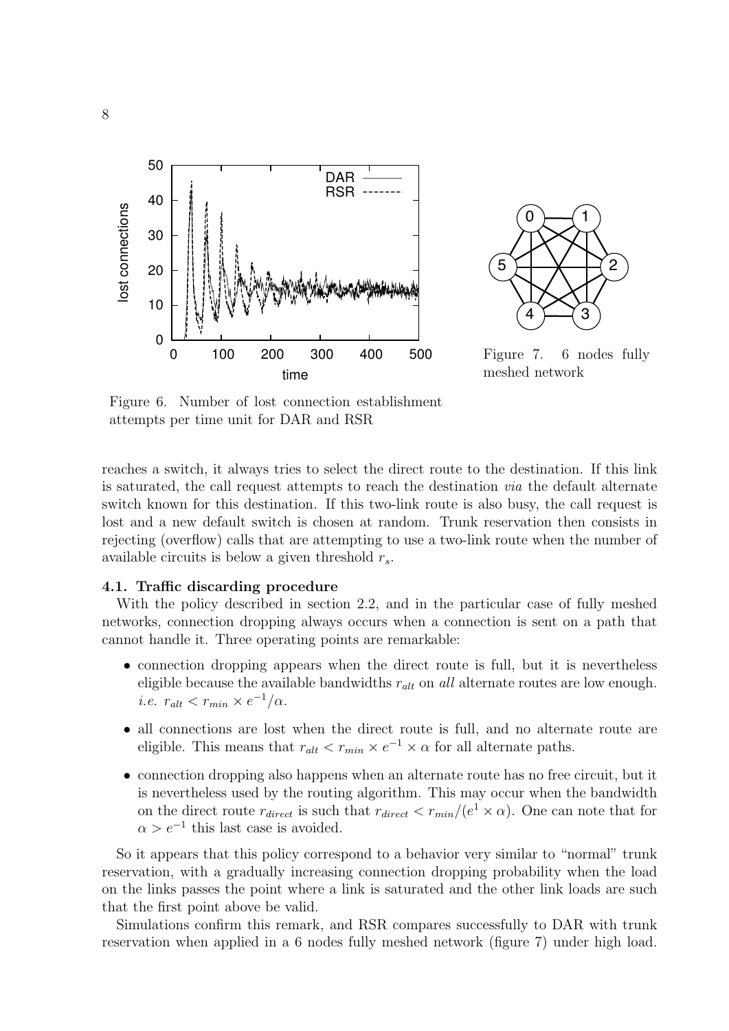Figure 6. Number of lost connection establishment attempts per time unit for DAR and RSR

Figure 7. 6 nodes fully meshed network

reaches a switch, it always tries to select the direct route to the destination. If this link is saturated, the call request attempts to reach the destination *via* the default alternate switch known for this destination. If this two-link route is also busy, the call request is lost and a new default switch is chosen at random. Trunk reservation then consists in rejecting (overflow) calls that are attempting to use a two-link route when the number of available circuits is below a given threshold $r_s$.

### 4.1. Traffic discarding procedure

With the policy described in section 2.2, and in the particular case of fully meshed networks, connection dropping always occurs when a connection is sent on a path that cannot handle it. Three operating points are remarkable:

- connection dropping appears when the direct route is full, but it is nevertheless eligible because the available bandwidths $r_{alt}$ on *all* alternate routes are low enough. *i.e.* $r_{alt} < r_{min} \times e^{-1}/\alpha$.
- all connections are lost when the direct route is full, and no alternate route are eligible. This means that $r_{alt} < r_{min} \times e^{-1} \times \alpha$ for all alternate paths.
- connection dropping also happens when an alternate route has no free circuit, but it is nevertheless used by the routing algorithm. This may occur when the bandwidth on the direct route $r_{direct}$ is such that $r_{direct} < r_{min}/(e^1 \times \alpha)$. One can note that for $\alpha > e^{-1}$ this last case is avoided.

So it appears that this policy correspond to a behavior very similar to "normal" trunk reservation, with a gradually increasing connection dropping probability when the load on the links passes the point where a link is saturated and the other link loads are such that the first point above be valid.

Simulations confirm this remark, and RSR compares successfully to DAR with trunk reservation when applied in a 6 nodes fully meshed network (figure 7) under high load.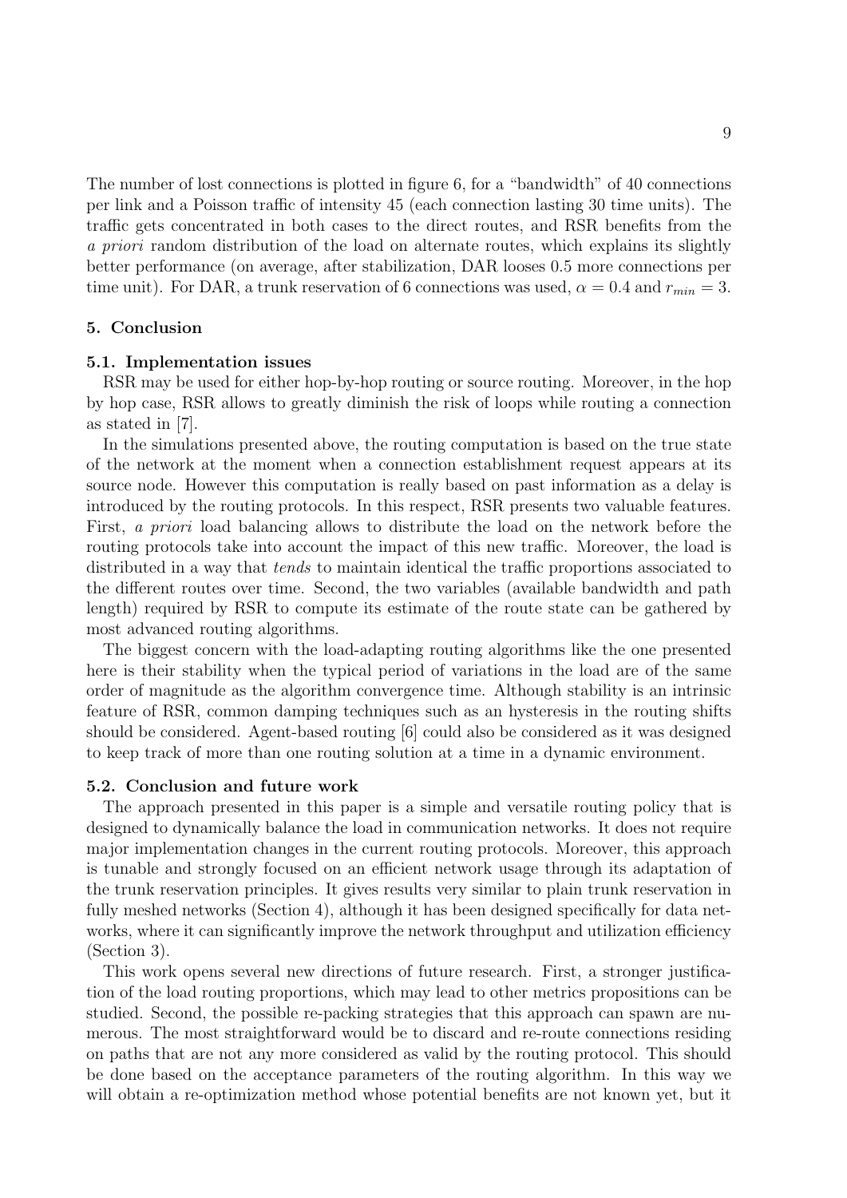The number of lost connections is plotted in figure 6, for a "bandwidth" of 40 connections per link and a Poisson traffic of intensity 45 (each connection lasting 30 time units). The traffic gets concentrated in both cases to the direct routes, and RSR benefits from the *a priori* random distribution of the load on alternate routes, which explains its slightly better performance (on average, after stabilization, DAR looses 0.5 more connections per time unit). For DAR, a trunk reservation of 6 connections was used, $\alpha = 0.4$ and $r_{min} = 3$.

## 5. Conclusion

### 5.1. Implementation issues

RSR may be used for either hop-by-hop routing or source routing. Moreover, in the hop by hop case, RSR allows to greatly diminish the risk of loops while routing a connection as stated in [7].

In the simulations presented above, the routing computation is based on the true state of the network at the moment when a connection establishment request appears at its source node. However this computation is really based on past information as a delay is introduced by the routing protocols. In this respect, RSR presents two valuable features. First, *a priori* load balancing allows to distribute the load on the network before the routing protocols take into account the impact of this new traffic. Moreover, the load is distributed in a way that *tends* to maintain identical the traffic proportions associated to the different routes over time. Second, the two variables (available bandwidth and path length) required by RSR to compute its estimate of the route state can be gathered by most advanced routing algorithms.

The biggest concern with the load-adapting routing algorithms like the one presented here is their stability when the typical period of variations in the load are of the same order of magnitude as the algorithm convergence time. Although stability is an intrinsic feature of RSR, common damping techniques such as an hysteresis in the routing shifts should be considered. Agent-based routing [6] could also be considered as it was designed to keep track of more than one routing solution at a time in a dynamic environment.

### 5.2. Conclusion and future work

The approach presented in this paper is a simple and versatile routing policy that is designed to dynamically balance the load in communication networks. It does not require major implementation changes in the current routing protocols. Moreover, this approach is tunable and strongly focused on an efficient network usage through its adaptation of the trunk reservation principles. It gives results very similar to plain trunk reservation in fully meshed networks (Section 4), although it has been designed specifically for data networks, where it can significantly improve the network throughput and utilization efficiency (Section 3).

This work opens several new directions of future research. First, a stronger justification of the load routing proportions, which may lead to other metrics propositions can be studied. Second, the possible re-packing strategies that this approach can spawn are numerous. The most straightforward would be to discard and re-route connections residing on paths that are not any more considered as valid by the routing protocol. This should be done based on the acceptance parameters of the routing algorithm. In this way we will obtain a re-optimization method whose potential benefits are not known yet, but it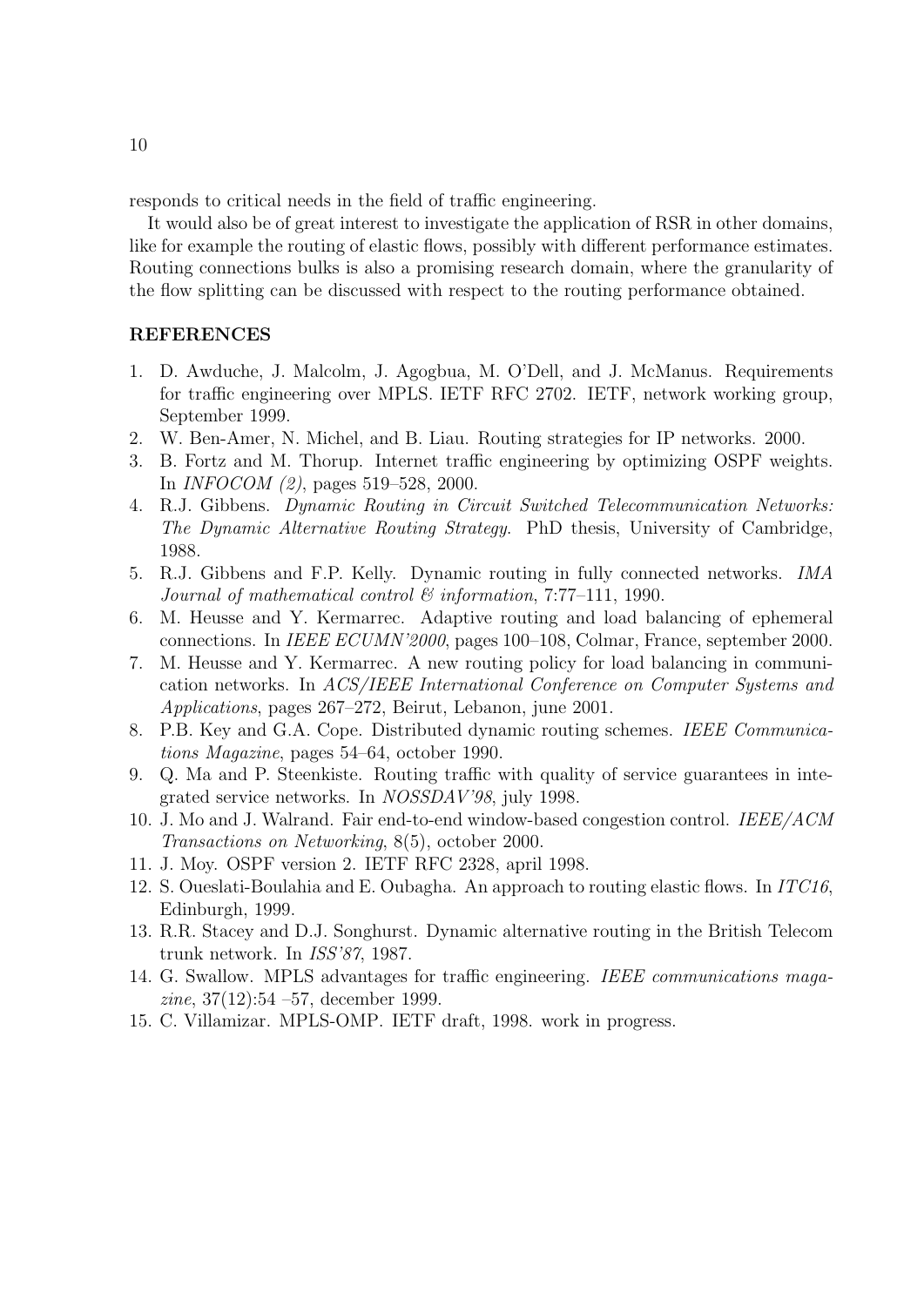responds to critical needs in the field of traffic engineering.

It would also be of great interest to investigate the application of RSR in other domains, like for example the routing of elastic flows, possibly with different performance estimates. Routing connections bulks is also a promising research domain, where the granularity of the flow splitting can be discussed with respect to the routing performance obtained.

## REFERENCES

1. D. Awduche, J. Malcolm, J. Agogbua, M. O'Dell, and J. McManus. Requirements for traffic engineering over MPLS. IETF RFC 2702. IETF, network working group, September 1999.
2. W. Ben-Amer, N. Michel, and B. Liau. Routing strategies for IP networks. 2000.
3. B. Fortz and M. Thorup. Internet traffic engineering by optimizing OSPF weights. In *INFOCOM (2)*, pages 519–528, 2000.
4. R.J. Gibbens. *Dynamic Routing in Circuit Switched Telecommunication Networks: The Dynamic Alternative Routing Strategy*. PhD thesis, University of Cambridge, 1988.
5. R.J. Gibbens and F.P. Kelly. Dynamic routing in fully connected networks. *IMA Journal of mathematical control & information*, 7:77–111, 1990.
6. M. Heusse and Y. Kermarrec. Adaptive routing and load balancing of ephemeral connections. In *IEEE ECUMN'2000*, pages 100–108, Colmar, France, september 2000.
7. M. Heusse and Y. Kermarrec. A new routing policy for load balancing in communication networks. In *ACS/IEEE International Conference on Computer Systems and Applications*, pages 267–272, Beirut, Lebanon, june 2001.
8. P.B. Key and G.A. Cope. Distributed dynamic routing schemes. *IEEE Communications Magazine*, pages 54–64, october 1990.
9. Q. Ma and P. Steenkiste. Routing traffic with quality of service guarantees in integrated service networks. In *NOSSDAV'98*, july 1998.
10. J. Mo and J. Walrand. Fair end-to-end window-based congestion control. *IEEE/ACM Transactions on Networking*, 8(5), october 2000.
11. J. Moy. OSPF version 2. IETF RFC 2328, april 1998.
12. S. Oueslati-Boulahia and E. Oubagha. An approach to routing elastic flows. In *ITC16*, Edinburgh, 1999.
13. R.R. Stacey and D.J. Songhurst. Dynamic alternative routing in the British Telecom trunk network. In *ISS'87*, 1987.
14. G. Swallow. MPLS advantages for traffic engineering. *IEEE communications magazine*, 37(12):54 –57, december 1999.
15. C. Villamizar. MPLS-OMP. IETF draft, 1998. work in progress.